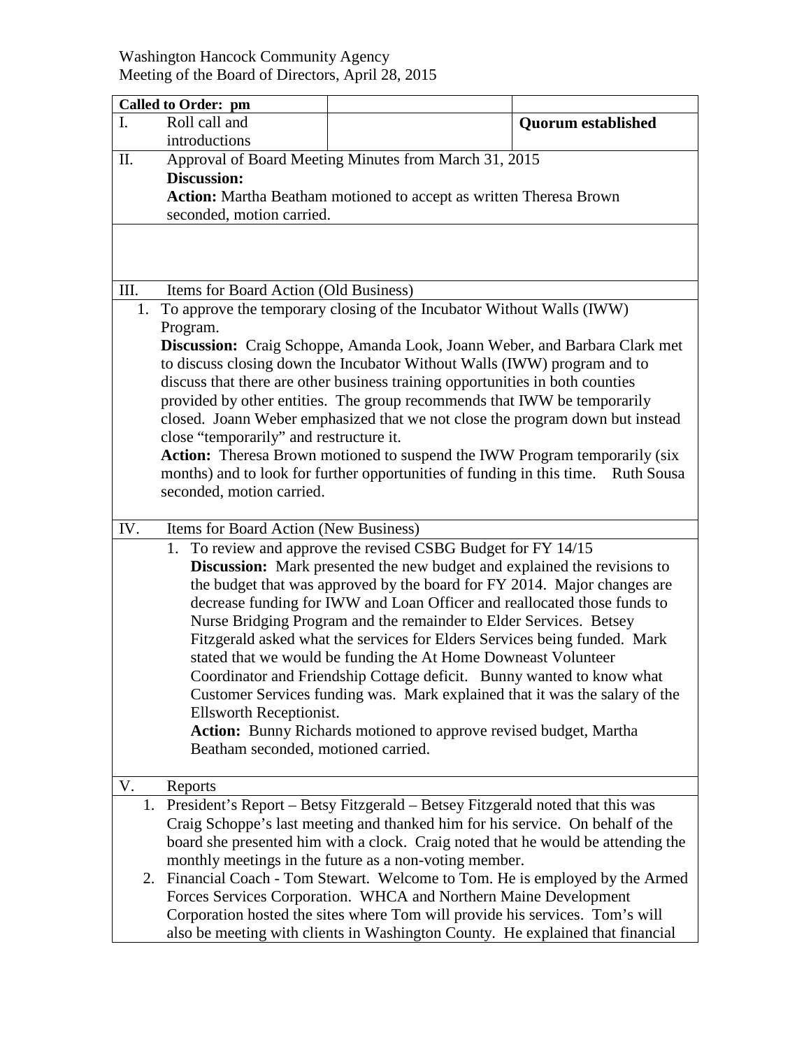Washington Hancock Community Agency
Meeting of the Board of Directors, April 28, 2015

| **Called to Order: pm** | | |
|---|---|---|
| I. Roll call and introductions | | **Quorum established** |
| II. Approval of Board Meeting Minutes from March 31, 2015<br>**Discussion:**<br>**Action:** Martha Beatham motioned to accept as written Theresa Brown seconded, motion carried. | | |
| | | |
| III. Items for Board Action (Old Business) | | |
| 1. To approve the temporary closing of the Incubator Without Walls (IWW) Program.<br>**Discussion:** Craig Schoppe, Amanda Look, Joann Weber, and Barbara Clark met to discuss closing down the Incubator Without Walls (IWW) program and to discuss that there are other business training opportunities in both counties provided by other entities. The group recommends that IWW be temporarily closed. Joann Weber emphasized that we not close the program down but instead close "temporarily" and restructure it.<br>**Action:** Theresa Brown motioned to suspend the IWW Program temporarily (six months) and to look for further opportunities of funding in this time. Ruth Sousa seconded, motion carried. | | |
| IV. Items for Board Action (New Business) | | |
| 1. To review and approve the revised CSBG Budget for FY 14/15<br>**Discussion:** Mark presented the new budget and explained the revisions to the budget that was approved by the board for FY 2014. Major changes are decrease funding for IWW and Loan Officer and reallocated those funds to Nurse Bridging Program and the remainder to Elder Services. Betsey Fitzgerald asked what the services for Elders Services being funded. Mark stated that we would be funding the At Home Downeast Volunteer Coordinator and Friendship Cottage deficit. Bunny wanted to know what Customer Services funding was. Mark explained that it was the salary of the Ellsworth Receptionist.<br>**Action:** Bunny Richards motioned to approve revised budget, Martha Beatham seconded, motioned carried. | | |
| V. Reports | | |
| 1. President's Report – Betsy Fitzgerald – Betsey Fitzgerald noted that this was Craig Schoppe's last meeting and thanked him for his service. On behalf of the board she presented him with a clock. Craig noted that he would be attending the monthly meetings in the future as a non-voting member.<br>2. Financial Coach - Tom Stewart. Welcome to Tom. He is employed by the Armed Forces Services Corporation. WHCA and Northern Maine Development Corporation hosted the sites where Tom will provide his services. Tom's will also be meeting with clients in Washington County. He explained that financial | | |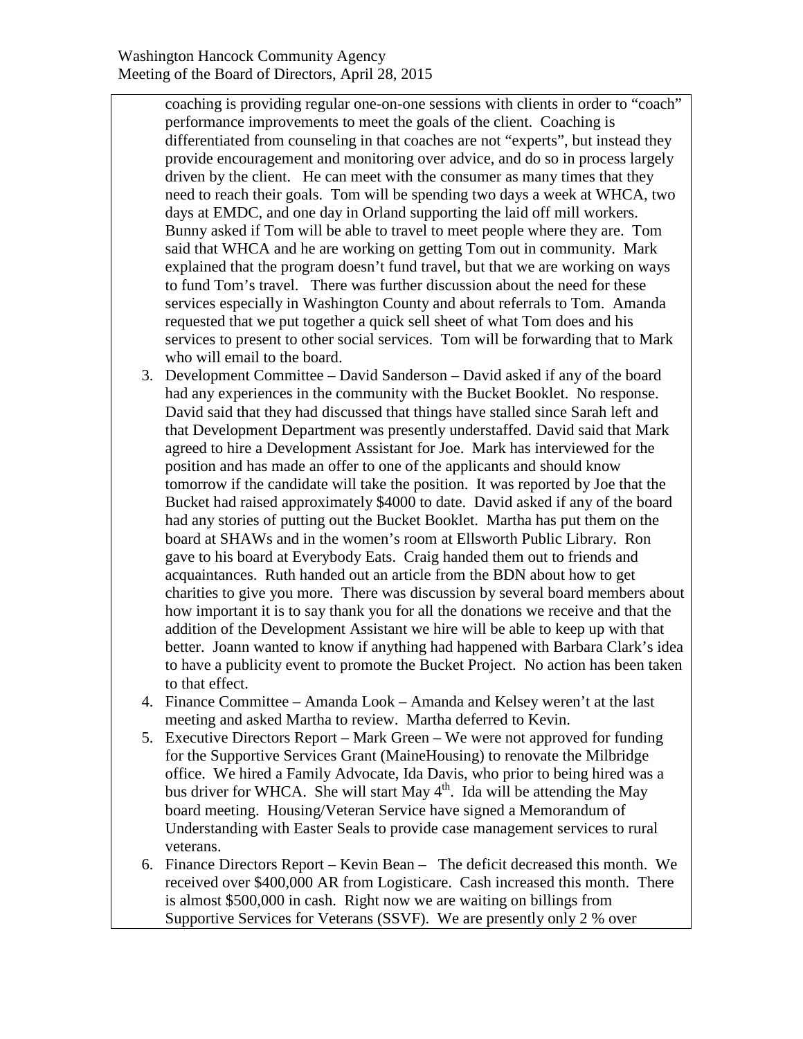coaching is providing regular one-on-one sessions with clients in order to "coach" performance improvements to meet the goals of the client. Coaching is differentiated from counseling in that coaches are not "experts", but instead they provide encouragement and monitoring over advice, and do so in process largely driven by the client. He can meet with the consumer as many times that they need to reach their goals. Tom will be spending two days a week at WHCA, two days at EMDC, and one day in Orland supporting the laid off mill workers. Bunny asked if Tom will be able to travel to meet people where they are. Tom said that WHCA and he are working on getting Tom out in community. Mark explained that the program doesn't fund travel, but that we are working on ways to fund Tom's travel. There was further discussion about the need for these services especially in Washington County and about referrals to Tom. Amanda requested that we put together a quick sell sheet of what Tom does and his services to present to other social services. Tom will be forwarding that to Mark who will email to the board.

3. Development Committee – David Sanderson – David asked if any of the board had any experiences in the community with the Bucket Booklet. No response. David said that they had discussed that things have stalled since Sarah left and that Development Department was presently understaffed. David said that Mark agreed to hire a Development Assistant for Joe. Mark has interviewed for the position and has made an offer to one of the applicants and should know tomorrow if the candidate will take the position. It was reported by Joe that the Bucket had raised approximately $4000 to date. David asked if any of the board had any stories of putting out the Bucket Booklet. Martha has put them on the board at SHAWs and in the women's room at Ellsworth Public Library. Ron gave to his board at Everybody Eats. Craig handed them out to friends and acquaintances. Ruth handed out an article from the BDN about how to get charities to give you more. There was discussion by several board members about how important it is to say thank you for all the donations we receive and that the addition of the Development Assistant we hire will be able to keep up with that better. Joann wanted to know if anything had happened with Barbara Clark's idea to have a publicity event to promote the Bucket Project. No action has been taken to that effect.
4. Finance Committee – Amanda Look – Amanda and Kelsey weren't at the last meeting and asked Martha to review. Martha deferred to Kevin.
5. Executive Directors Report – Mark Green – We were not approved for funding for the Supportive Services Grant (MaineHousing) to renovate the Milbridge office. We hired a Family Advocate, Ida Davis, who prior to being hired was a bus driver for WHCA. She will start May 4th. Ida will be attending the May board meeting. Housing/Veteran Service have signed a Memorandum of Understanding with Easter Seals to provide case management services to rural veterans.
6. Finance Directors Report – Kevin Bean – The deficit decreased this month. We received over $400,000 AR from Logisticare. Cash increased this month. There is almost $500,000 in cash. Right now we are waiting on billings from Supportive Services for Veterans (SSVF). We are presently only 2 % over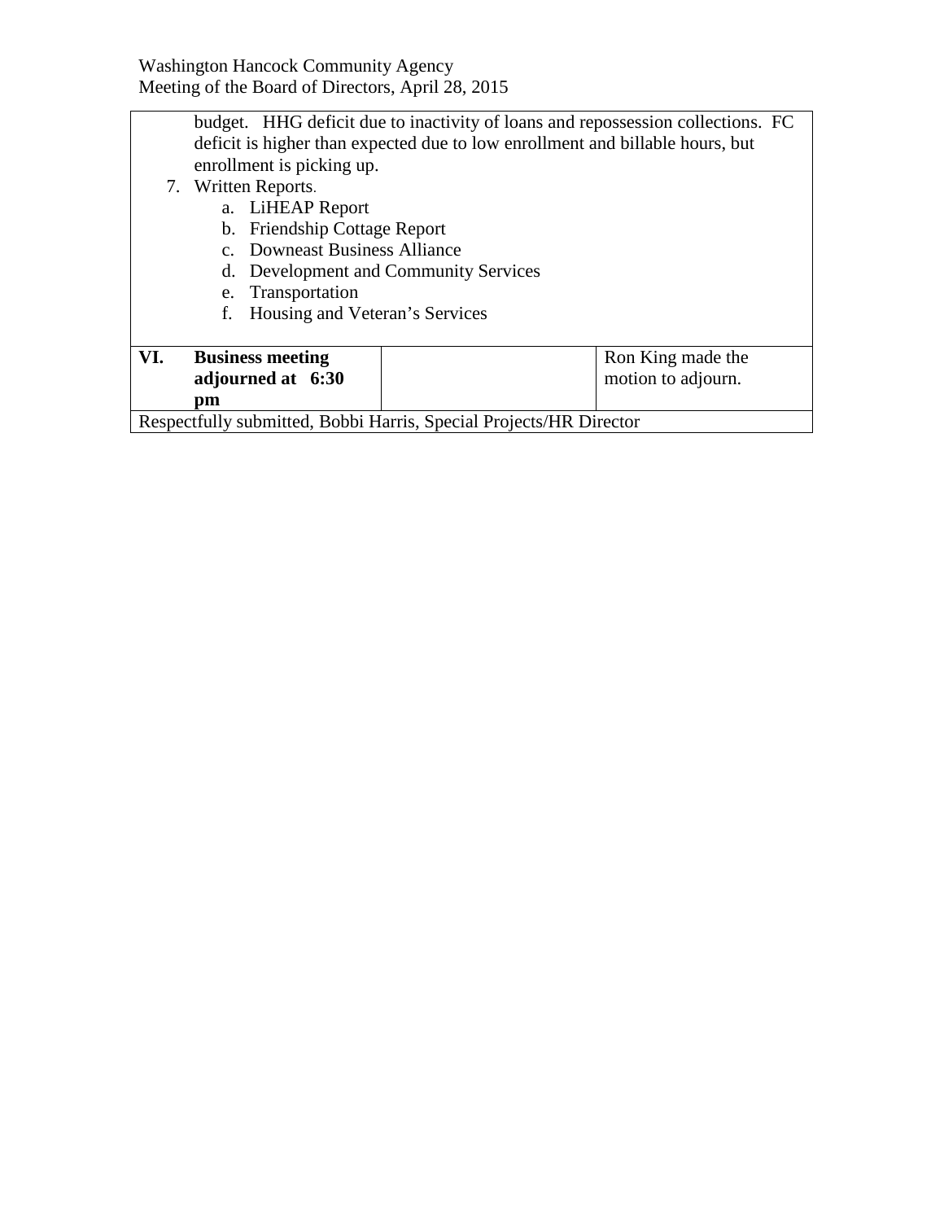| | | |
|---|---|---|
| budget. HHG deficit due to inactivity of loans and repossession collections. FC deficit is higher than expected due to low enrollment and billable hours, but enrollment is picking up.<br>7. Written Reports.<br>a. LiHEAP Report<br>b. Friendship Cottage Report<br>c. Downeast Business Alliance<br>d. Development and Community Services<br>e. Transportation<br>f. Housing and Veteran's Services | | |
| **VI. Business meeting adjourned at 6:30 pm** | | Ron King made the motion to adjourn. |
| Respectfully submitted, Bobbi Harris, Special Projects/HR Director | | |